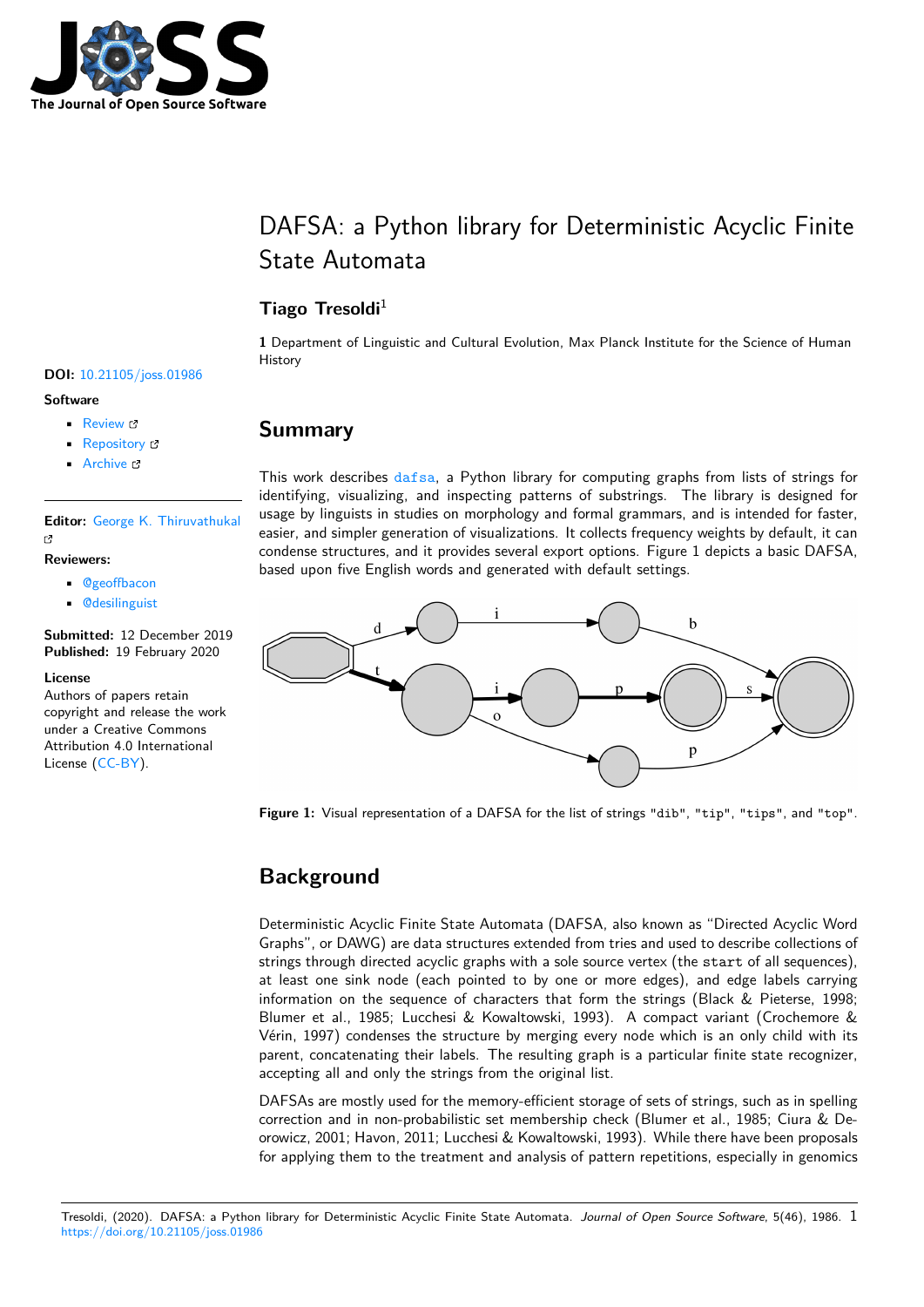# DAFSA: a Python library for Deterministic Acyclic Finite State Automata

**Tiago Tresoldi**[1]

**1** Department of Linguistic and Cultural Evolution, Max Planck Institute for the Science of Human History

**DOI:** 10.21105/joss.01986

**Software**

- Review
- Repository
- Archive

**Editor:** George K. Thiruvathukal

**Reviewers:**

- @geoffbacon
- @desilinguist

**Submitted:** 12 December 2019
**Published:** 19 February 2020

**License**
Authors of papers retain copyright and release the work under a Creative Commons Attribution 4.0 International License (CC-BY).

## Summary

This work describes dafsa, a Python library for computing graphs from lists of strings for identifying, visualizing, and inspecting patterns of substrings. The library is designed for usage by linguists in studies on morphology and formal grammars, and is intended for faster, easier, and simpler generation of visualizations. It collects frequency weights by default, it can condense structures, and it provides several export options. Figure 1 depicts a basic DAFSA, based upon five English words and generated with default settings.

**Figure 1:** Visual representation of a DAFSA for the list of strings "dib", "tip", "tips", and "top".

## Background

Deterministic Acyclic Finite State Automata (DAFSA, also known as "Directed Acyclic Word Graphs", or DAWG) are data structures extended from tries and used to describe collections of strings through directed acyclic graphs with a sole source vertex (the `start` of all sequences), at least one sink node (each pointed to by one or more edges), and edge labels carrying information on the sequence of characters that form the strings (Black & Pieterse, 1998; Blumer et al., 1985; Lucchesi & Kowaltowski, 1993). A compact variant (Crochemore & Vérin, 1997) condenses the structure by merging every node which is an only child with its parent, concatenating their labels. The resulting graph is a particular finite state recognizer, accepting all and only the strings from the original list.

DAFSAs are mostly used for the memory-efficient storage of sets of strings, such as in spelling correction and in non-probabilistic set membership check (Blumer et al., 1985; Ciura & Deorowicz, 2001; Havon, 2011; Lucchesi & Kowaltowski, 1993). While there have been proposals for applying them to the treatment and analysis of pattern repetitions, especially in genomics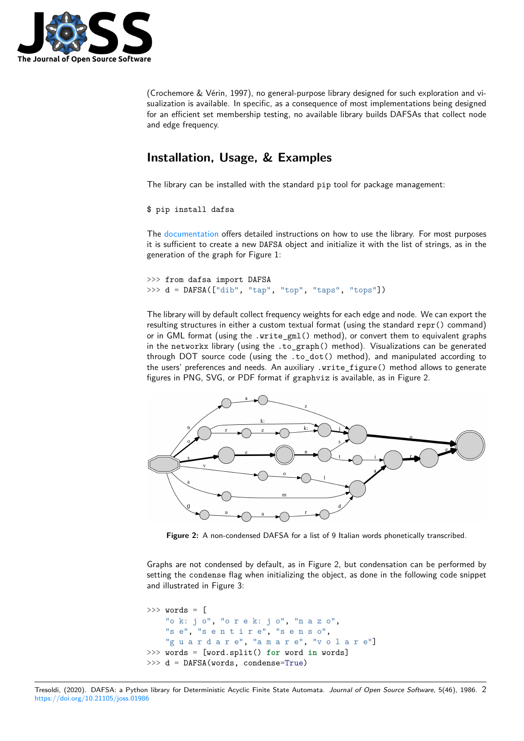(Crochemore & Vérin, 1997), no general-purpose library designed for such exploration and visualization is available. In specific, as a consequence of most implementations being designed for an efficient set membership testing, no available library builds DAFSAs that collect node and edge frequency.

## Installation, Usage, & Examples

The library can be installed with the standard `pip` tool for package management:

```
$ pip install dafsa
```

The documentation offers detailed instructions on how to use the library. For most purposes it is sufficient to create a new `DAFSA` object and initialize it with the list of strings, as in the generation of the graph for Figure 1:

```
>>> from dafsa import DAFSA
>>> d = DAFSA(["dib", "tap", "top", "taps", "tops"])
```

The library will by default collect frequency weights for each edge and node. We can export the resulting structures in either a custom textual format (using the standard `repr()` command) or in GML format (using the `.write_gml()` method), or convert them to equivalent graphs in the `networkx` library (using the `.to_graph()` method). Visualizations can be generated through DOT source code (using the `.to_dot()` method), and manipulated according to the users' preferences and needs. An auxiliary `.write_figure()` method allows to generate figures in PNG, SVG, or PDF format if `graphviz` is available, as in Figure 2.

**Figure 2:** A non-condensed DAFSA for a list of 9 Italian words phonetically transcribed.

Graphs are not condensed by default, as in Figure 2, but condensation can be performed by setting the `condense` flag when initializing the object, as done in the following code snippet and illustrated in Figure 3:

```
>>> words = [
    "o k: j o", "o r e k: j o", "n a z o",
    "s e", "s e n t i r e", "s e n s o",
    "g u a r d a r e", "a m a r e", "v o l a r e"]
>>> words = [word.split() for word in words]
>>> d = DAFSA(words, condense=True)
```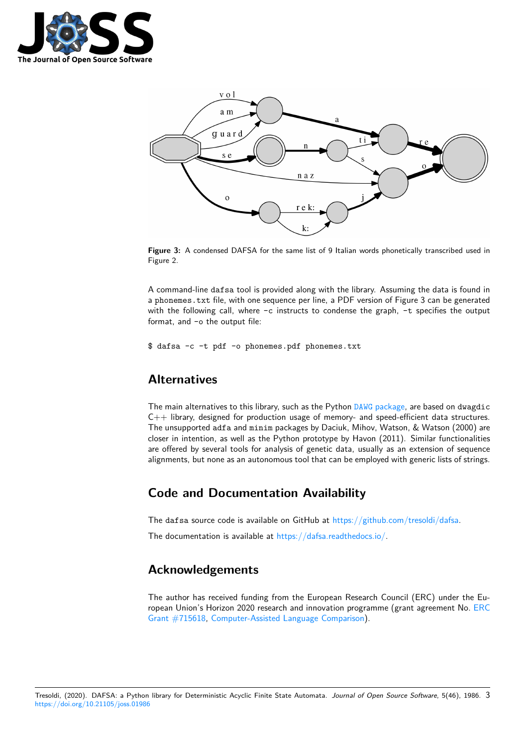**Figure 3:** A condensed DAFSA for the same list of 9 Italian words phonetically transcribed used in Figure 2.

A command-line `dafsa` tool is provided along with the library. Assuming the data is found in a `phonemes.txt` file, with one sequence per line, a PDF version of Figure 3 can be generated with the following call, where `-c` instructs to condense the graph, `-t` specifies the output format, and `-o` the output file:

```
$ dafsa -c -t pdf -o phonemes.pdf phonemes.txt
```

## Alternatives

The main alternatives to this library, such as the Python DAWG package, are based on `dwagdic` C++ library, designed for production usage of memory- and speed-efficient data structures. The unsupported `adfa` and `minim` packages by Daciuk, Mihov, Watson, & Watson (2000) are closer in intention, as well as the Python prototype by Havon (2011). Similar functionalities are offered by several tools for analysis of genetic data, usually as an extension of sequence alignments, but none as an autonomous tool that can be employed with generic lists of strings.

## Code and Documentation Availability

The `dafsa` source code is available on GitHub at https://github.com/tresoldi/dafsa.

The documentation is available at https://dafsa.readthedocs.io/.

## Acknowledgements

The author has received funding from the European Research Council (ERC) under the European Union's Horizon 2020 research and innovation programme (grant agreement No. ERC Grant #715618, Computer-Assisted Language Comparison).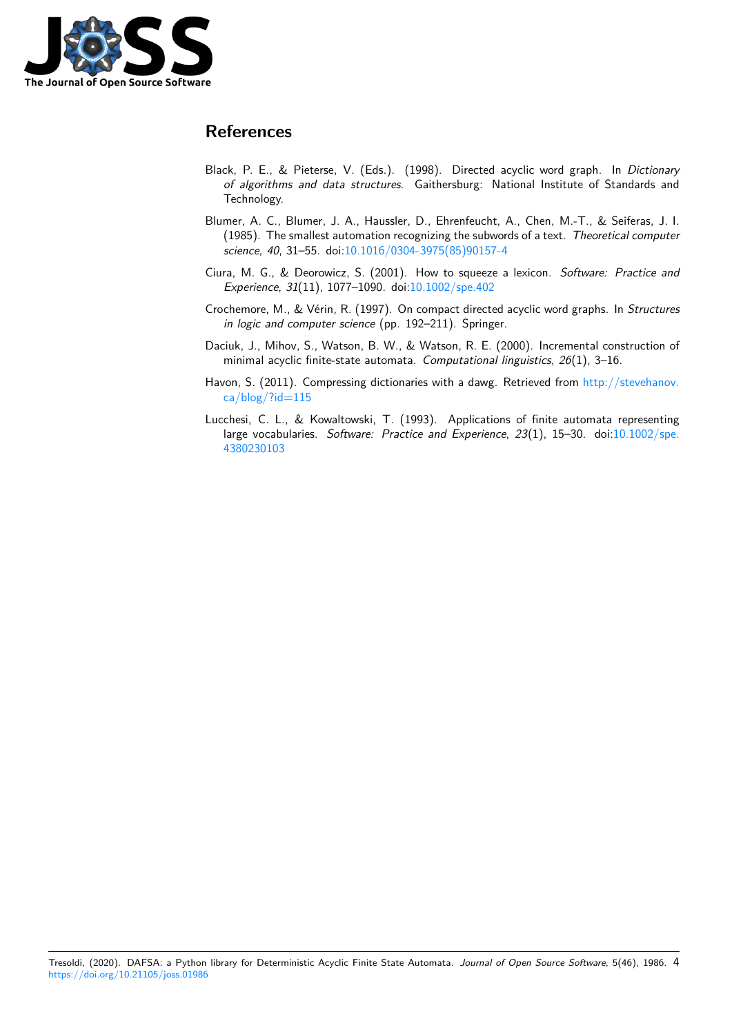# References

Black, P. E., & Pieterse, V. (Eds.). (1998). Directed acyclic word graph. In *Dictionary of algorithms and data structures*. Gaithersburg: National Institute of Standards and Technology.

Blumer, A. C., Blumer, J. A., Haussler, D., Ehrenfeucht, A., Chen, M.-T., & Seiferas, J. I. (1985). The smallest automation recognizing the subwords of a text. *Theoretical computer science*, *40*, 31–55. doi:10.1016/0304-3975(85)90157-4

Ciura, M. G., & Deorowicz, S. (2001). How to squeeze a lexicon. *Software: Practice and Experience*, *31*(11), 1077–1090. doi:10.1002/spe.402

Crochemore, M., & Vérin, R. (1997). On compact directed acyclic word graphs. In *Structures in logic and computer science* (pp. 192–211). Springer.

Daciuk, J., Mihov, S., Watson, B. W., & Watson, R. E. (2000). Incremental construction of minimal acyclic finite-state automata. *Computational linguistics*, *26*(1), 3–16.

Havon, S. (2011). Compressing dictionaries with a dawg. Retrieved from http://stevehanov.ca/blog/?id=115

Lucchesi, C. L., & Kowaltowski, T. (1993). Applications of finite automata representing large vocabularies. *Software: Practice and Experience*, *23*(1), 15–30. doi:10.1002/spe.4380230103